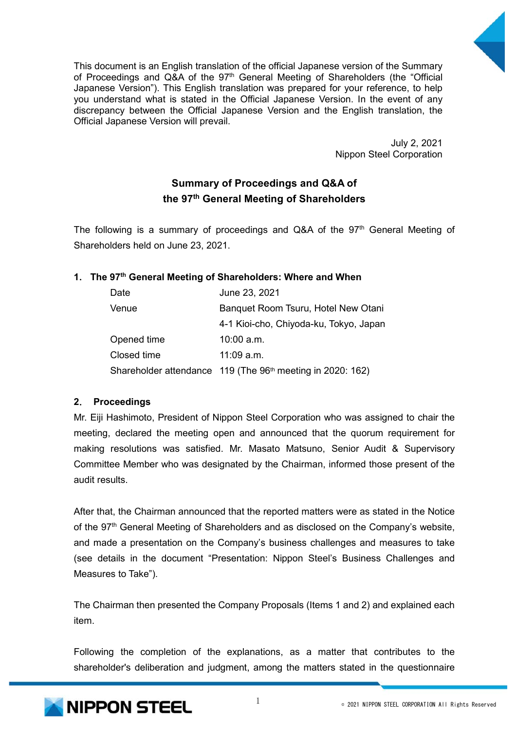This document is an English translation of the official Japanese version of the Summary of Proceedings and Q&A of the 97th General Meeting of Shareholders (the "Official Japanese Version"). This English translation was prepared for your reference, to help you understand what is stated in the Official Japanese Version. In the event of any discrepancy between the Official Japanese Version and the English translation, the Official Japanese Version will prevail.

July 2, 2021
Nippon Steel Corporation

# Summary of Proceedings and Q&A of the 97th General Meeting of Shareholders

The following is a summary of proceedings and Q&A of the 97th General Meeting of Shareholders held on June 23, 2021.

## 1. The 97th General Meeting of Shareholders: Where and When

| | |
|---|---|
| Date | June 23, 2021 |
| Venue | Banquet Room Tsuru, Hotel New Otani<br>4-1 Kioi-cho, Chiyoda-ku, Tokyo, Japan |
| Opened time | 10:00 a.m. |
| Closed time | 11:09 a.m. |
| Shareholder attendance | 119 (The 96th meeting in 2020: 162) |

## 2. Proceedings

Mr. Eiji Hashimoto, President of Nippon Steel Corporation who was assigned to chair the meeting, declared the meeting open and announced that the quorum requirement for making resolutions was satisfied. Mr. Masato Matsuno, Senior Audit & Supervisory Committee Member who was designated by the Chairman, informed those present of the audit results.

After that, the Chairman announced that the reported matters were as stated in the Notice of the 97th General Meeting of Shareholders and as disclosed on the Company's website, and made a presentation on the Company's business challenges and measures to take (see details in the document "Presentation: Nippon Steel's Business Challenges and Measures to Take").

The Chairman then presented the Company Proposals (Items 1 and 2) and explained each item.

Following the completion of the explanations, as a matter that contributes to the shareholder's deliberation and judgment, among the matters stated in the questionnaire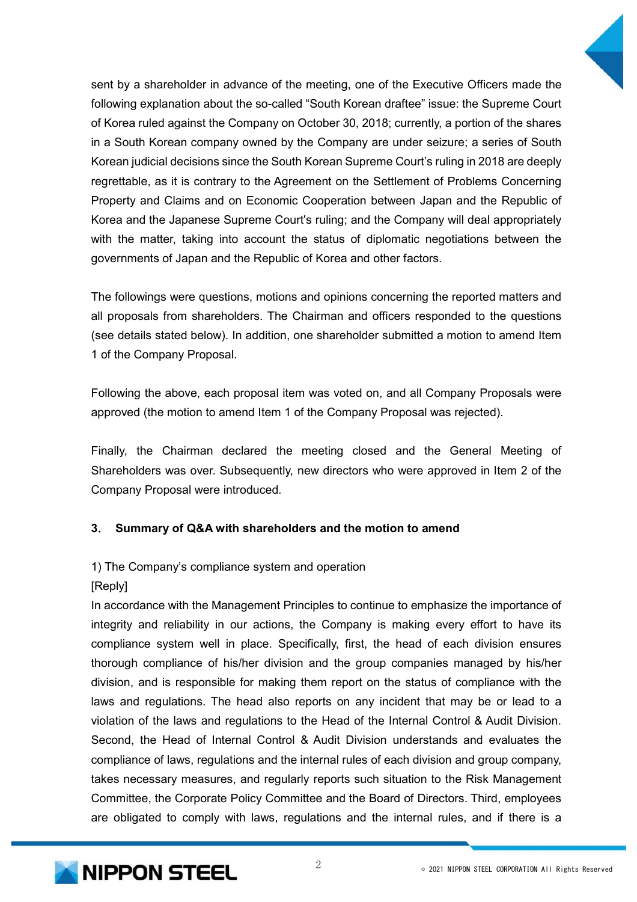sent by a shareholder in advance of the meeting, one of the Executive Officers made the following explanation about the so-called “South Korean draftee” issue: the Supreme Court of Korea ruled against the Company on October 30, 2018; currently, a portion of the shares in a South Korean company owned by the Company are under seizure; a series of South Korean judicial decisions since the South Korean Supreme Court’s ruling in 2018 are deeply regrettable, as it is contrary to the Agreement on the Settlement of Problems Concerning Property and Claims and on Economic Cooperation between Japan and the Republic of Korea and the Japanese Supreme Court's ruling; and the Company will deal appropriately with the matter, taking into account the status of diplomatic negotiations between the governments of Japan and the Republic of Korea and other factors.

The followings were questions, motions and opinions concerning the reported matters and all proposals from shareholders. The Chairman and officers responded to the questions (see details stated below). In addition, one shareholder submitted a motion to amend Item 1 of the Company Proposal.

Following the above, each proposal item was voted on, and all Company Proposals were approved (the motion to amend Item 1 of the Company Proposal was rejected).

Finally, the Chairman declared the meeting closed and the General Meeting of Shareholders was over. Subsequently, new directors who were approved in Item 2 of the Company Proposal were introduced.

### 3. Summary of Q&A with shareholders and the motion to amend

1) The Company’s compliance system and operation

[Reply]

In accordance with the Management Principles to continue to emphasize the importance of integrity and reliability in our actions, the Company is making every effort to have its compliance system well in place. Specifically, first, the head of each division ensures thorough compliance of his/her division and the group companies managed by his/her division, and is responsible for making them report on the status of compliance with the laws and regulations. The head also reports on any incident that may be or lead to a violation of the laws and regulations to the Head of the Internal Control & Audit Division. Second, the Head of Internal Control & Audit Division understands and evaluates the compliance of laws, regulations and the internal rules of each division and group company, takes necessary measures, and regularly reports such situation to the Risk Management Committee, the Corporate Policy Committee and the Board of Directors. Third, employees are obligated to comply with laws, regulations and the internal rules, and if there is a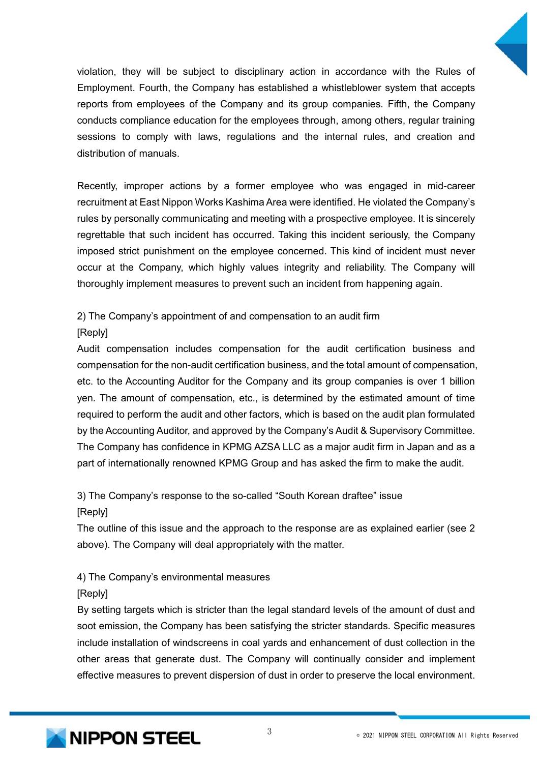violation, they will be subject to disciplinary action in accordance with the Rules of Employment. Fourth, the Company has established a whistleblower system that accepts reports from employees of the Company and its group companies. Fifth, the Company conducts compliance education for the employees through, among others, regular training sessions to comply with laws, regulations and the internal rules, and creation and distribution of manuals.

Recently, improper actions by a former employee who was engaged in mid-career recruitment at East Nippon Works Kashima Area were identified. He violated the Company's rules by personally communicating and meeting with a prospective employee. It is sincerely regrettable that such incident has occurred. Taking this incident seriously, the Company imposed strict punishment on the employee concerned. This kind of incident must never occur at the Company, which highly values integrity and reliability. The Company will thoroughly implement measures to prevent such an incident from happening again.

2) The Company's appointment of and compensation to an audit firm

[Reply]

Audit compensation includes compensation for the audit certification business and compensation for the non-audit certification business, and the total amount of compensation, etc. to the Accounting Auditor for the Company and its group companies is over 1 billion yen. The amount of compensation, etc., is determined by the estimated amount of time required to perform the audit and other factors, which is based on the audit plan formulated by the Accounting Auditor, and approved by the Company's Audit & Supervisory Committee. The Company has confidence in KPMG AZSA LLC as a major audit firm in Japan and as a part of internationally renowned KPMG Group and has asked the firm to make the audit.

3) The Company's response to the so-called "South Korean draftee" issue

[Reply]

The outline of this issue and the approach to the response are as explained earlier (see 2 above). The Company will deal appropriately with the matter.

4) The Company's environmental measures

[Reply]

By setting targets which is stricter than the legal standard levels of the amount of dust and soot emission, the Company has been satisfying the stricter standards. Specific measures include installation of windscreens in coal yards and enhancement of dust collection in the other areas that generate dust. The Company will continually consider and implement effective measures to prevent dispersion of dust in order to preserve the local environment.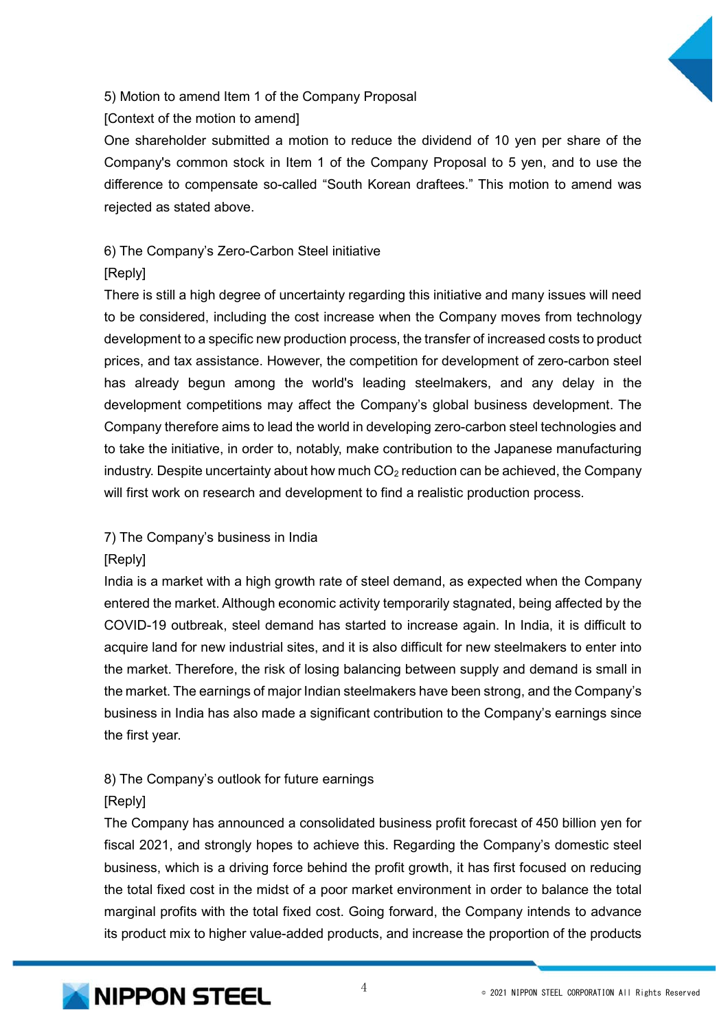5) Motion to amend Item 1 of the Company Proposal

[Context of the motion to amend]

One shareholder submitted a motion to reduce the dividend of 10 yen per share of the Company's common stock in Item 1 of the Company Proposal to 5 yen, and to use the difference to compensate so-called "South Korean draftees." This motion to amend was rejected as stated above.

6) The Company's Zero-Carbon Steel initiative

[Reply]

There is still a high degree of uncertainty regarding this initiative and many issues will need to be considered, including the cost increase when the Company moves from technology development to a specific new production process, the transfer of increased costs to product prices, and tax assistance. However, the competition for development of zero-carbon steel has already begun among the world's leading steelmakers, and any delay in the development competitions may affect the Company's global business development. The Company therefore aims to lead the world in developing zero-carbon steel technologies and to take the initiative, in order to, notably, make contribution to the Japanese manufacturing industry. Despite uncertainty about how much $CO_2$ reduction can be achieved, the Company will first work on research and development to find a realistic production process.

7) The Company's business in India

[Reply]

India is a market with a high growth rate of steel demand, as expected when the Company entered the market. Although economic activity temporarily stagnated, being affected by the COVID-19 outbreak, steel demand has started to increase again. In India, it is difficult to acquire land for new industrial sites, and it is also difficult for new steelmakers to enter into the market. Therefore, the risk of losing balancing between supply and demand is small in the market. The earnings of major Indian steelmakers have been strong, and the Company's business in India has also made a significant contribution to the Company's earnings since the first year.

8) The Company's outlook for future earnings

[Reply]

The Company has announced a consolidated business profit forecast of 450 billion yen for fiscal 2021, and strongly hopes to achieve this. Regarding the Company's domestic steel business, which is a driving force behind the profit growth, it has first focused on reducing the total fixed cost in the midst of a poor market environment in order to balance the total marginal profits with the total fixed cost. Going forward, the Company intends to advance its product mix to higher value-added products, and increase the proportion of the products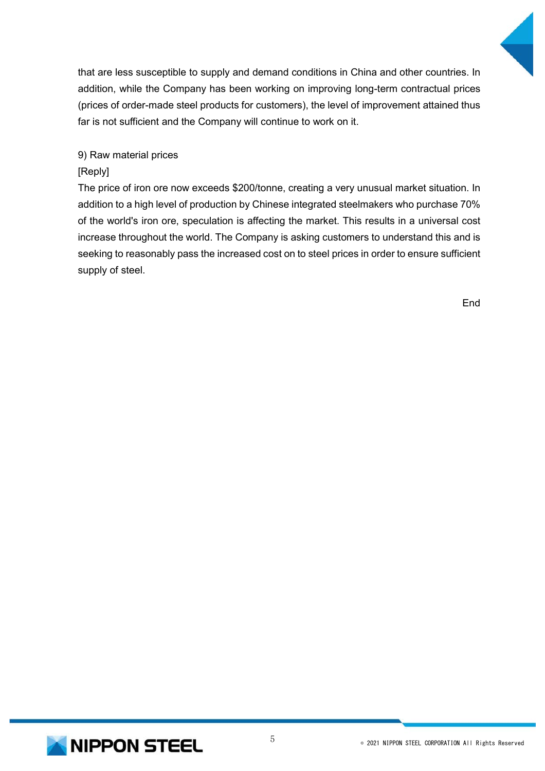that are less susceptible to supply and demand conditions in China and other countries. In addition, while the Company has been working on improving long-term contractual prices (prices of order-made steel products for customers), the level of improvement attained thus far is not sufficient and the Company will continue to work on it.

9) Raw material prices

[Reply]

The price of iron ore now exceeds $200/tonne, creating a very unusual market situation. In addition to a high level of production by Chinese integrated steelmakers who purchase 70% of the world's iron ore, speculation is affecting the market. This results in a universal cost increase throughout the world. The Company is asking customers to understand this and is seeking to reasonably pass the increased cost on to steel prices in order to ensure sufficient supply of steel.

End